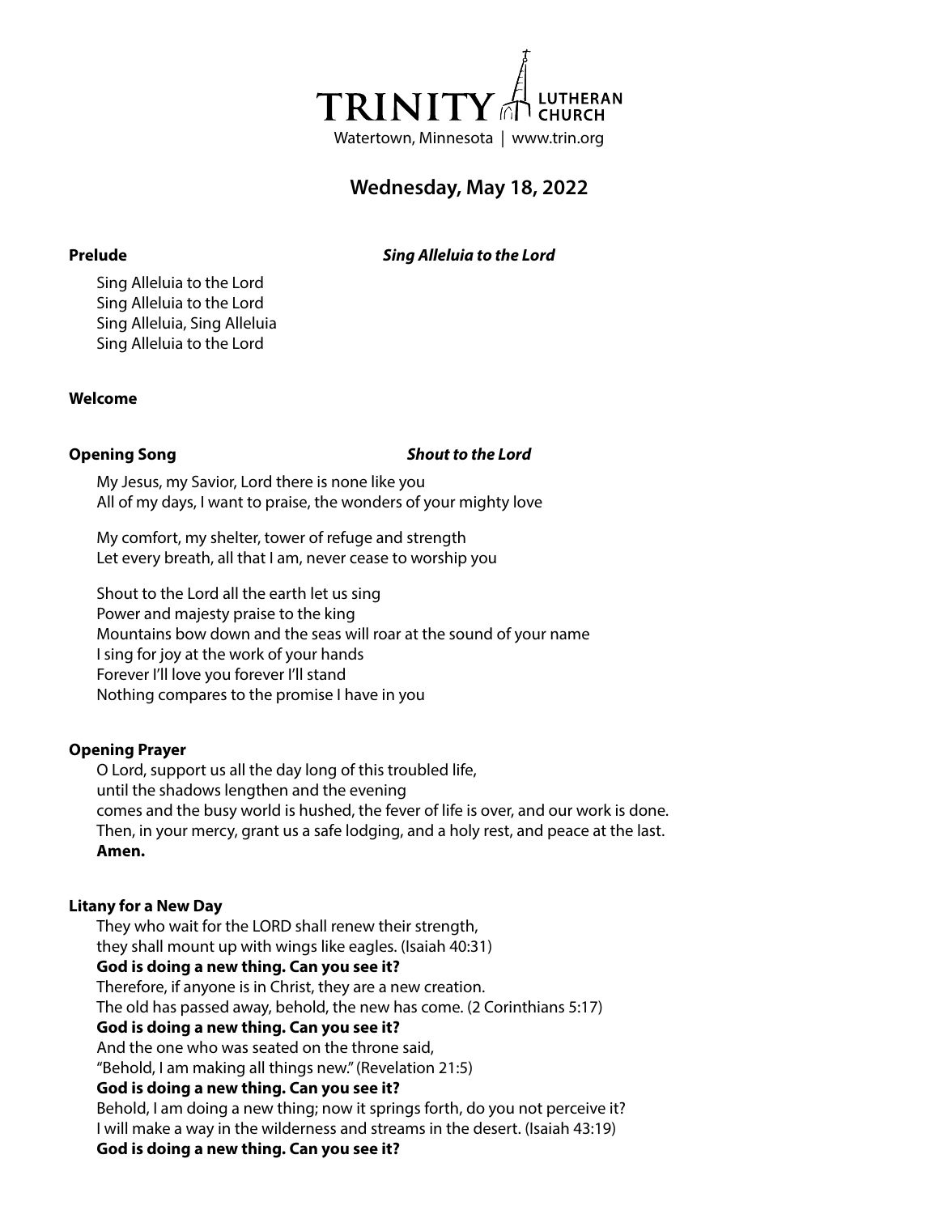TRINITY LUTHERAN CHURCH
Watertown, Minnesota | www.trin.org

# Wednesday, May 18, 2022

**Prelude** ***Sing Alleluia to the Lord***

Sing Alleluia to the Lord
Sing Alleluia to the Lord
Sing Alleluia, Sing Alleluia
Sing Alleluia to the Lord

**Welcome**

**Opening Song** ***Shout to the Lord***

My Jesus, my Savior, Lord there is none like you
All of my days, I want to praise, the wonders of your mighty love

My comfort, my shelter, tower of refuge and strength
Let every breath, all that I am, never cease to worship you

Shout to the Lord all the earth let us sing
Power and majesty praise to the king
Mountains bow down and the seas will roar at the sound of your name
I sing for joy at the work of your hands
Forever I'll love you forever I'll stand
Nothing compares to the promise I have in you

**Opening Prayer**

O Lord, support us all the day long of this troubled life,
until the shadows lengthen and the evening
comes and the busy world is hushed, the fever of life is over, and our work is done.
Then, in your mercy, grant us a safe lodging, and a holy rest, and peace at the last.
**Amen.**

**Litany for a New Day**

They who wait for the LORD shall renew their strength,
they shall mount up with wings like eagles. (Isaiah 40:31)
**God is doing a new thing. Can you see it?**
Therefore, if anyone is in Christ, they are a new creation.
The old has passed away, behold, the new has come. (2 Corinthians 5:17)
**God is doing a new thing. Can you see it?**
And the one who was seated on the throne said,
"Behold, I am making all things new." (Revelation 21:5)
**God is doing a new thing. Can you see it?**
Behold, I am doing a new thing; now it springs forth, do you not perceive it?
I will make a way in the wilderness and streams in the desert. (Isaiah 43:19)
**God is doing a new thing. Can you see it?**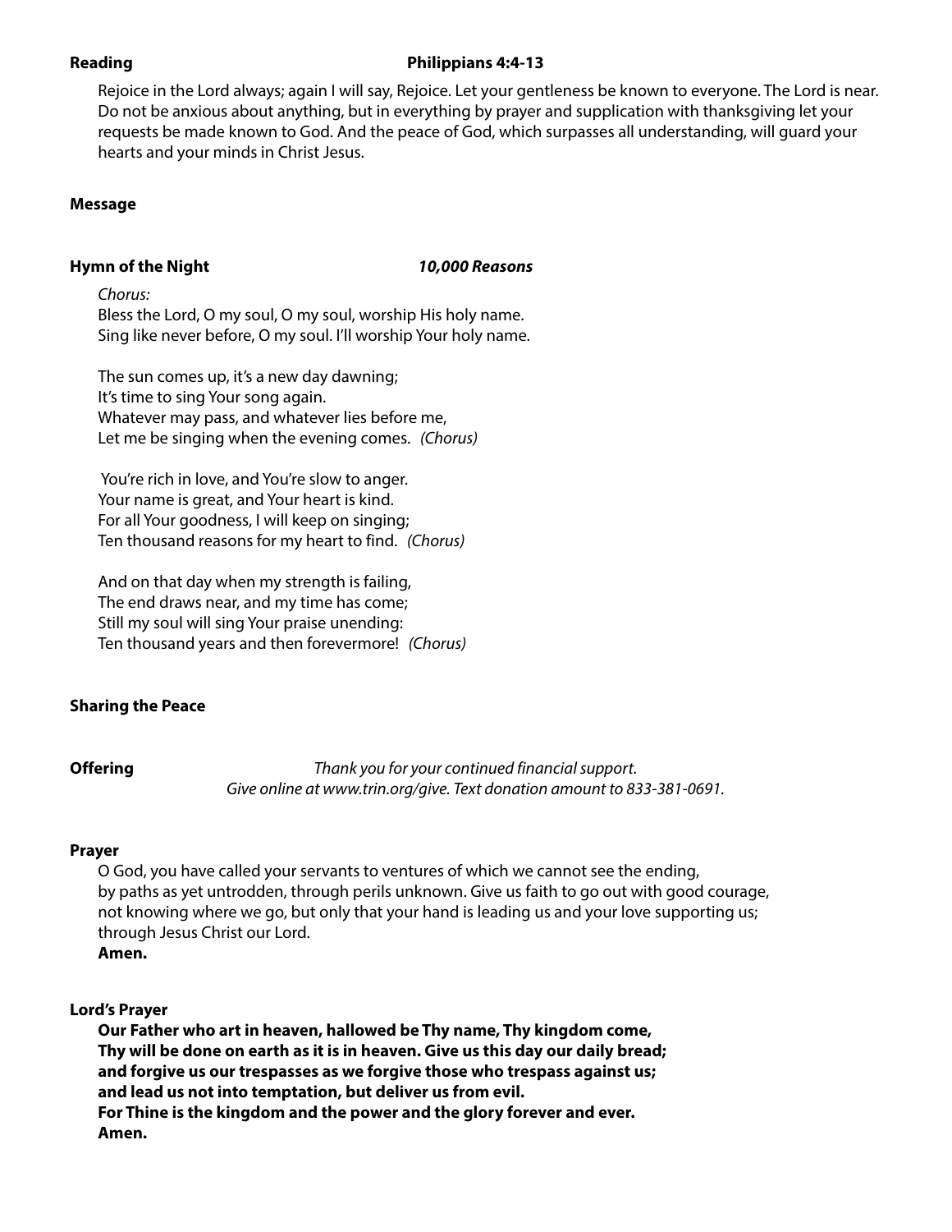**Reading** **Philippians 4:4-13**

Rejoice in the Lord always; again I will say, Rejoice. Let your gentleness be known to everyone. The Lord is near. Do not be anxious about anything, but in everything by prayer and supplication with thanksgiving let your requests be made known to God. And the peace of God, which surpasses all understanding, will guard your hearts and your minds in Christ Jesus.

**Message**

**Hymn of the Night** ***10,000 Reasons***

*Chorus:*
Bless the Lord, O my soul, O my soul, worship His holy name.
Sing like never before, O my soul. I'll worship Your holy name.

The sun comes up, it's a new day dawning;
It's time to sing Your song again.
Whatever may pass, and whatever lies before me,
Let me be singing when the evening comes. *(Chorus)*

You're rich in love, and You're slow to anger.
Your name is great, and Your heart is kind.
For all Your goodness, I will keep on singing;
Ten thousand reasons for my heart to find. *(Chorus)*

And on that day when my strength is failing,
The end draws near, and my time has come;
Still my soul will sing Your praise unending:
Ten thousand years and then forevermore! *(Chorus)*

**Sharing the Peace**

**Offering** *Thank you for your continued financial support.*
*Give online at www.trin.org/give. Text donation amount to 833-381-0691.*

**Prayer**

O God, you have called your servants to ventures of which we cannot see the ending,
by paths as yet untrodden, through perils unknown. Give us faith to go out with good courage,
not knowing where we go, but only that your hand is leading us and your love supporting us;
through Jesus Christ our Lord.
**Amen.**

**Lord's Prayer**

**Our Father who art in heaven, hallowed be Thy name, Thy kingdom come,**
**Thy will be done on earth as it is in heaven. Give us this day our daily bread;**
**and forgive us our trespasses as we forgive those who trespass against us;**
**and lead us not into temptation, but deliver us from evil.**
**For Thine is the kingdom and the power and the glory forever and ever.**
**Amen.**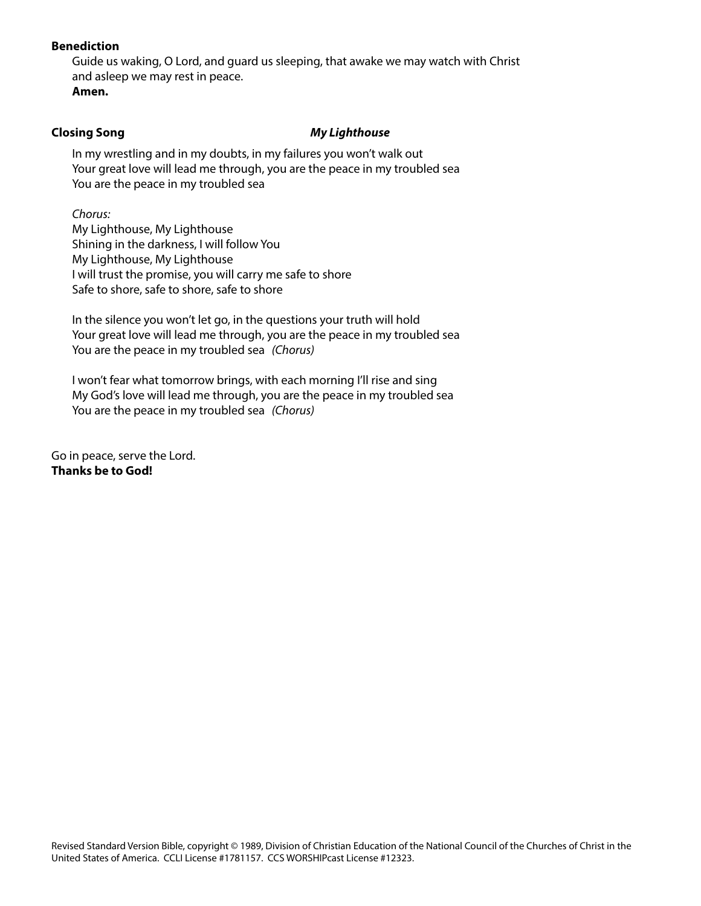**Benediction**

Guide us waking, O Lord, and guard us sleeping, that awake we may watch with Christ and asleep we may rest in peace.
**Amen.**

**Closing Song** ***My Lighthouse***

In my wrestling and in my doubts, in my failures you won't walk out
Your great love will lead me through, you are the peace in my troubled sea
You are the peace in my troubled sea

*Chorus:*
My Lighthouse, My Lighthouse
Shining in the darkness, I will follow You
My Lighthouse, My Lighthouse
I will trust the promise, you will carry me safe to shore
Safe to shore, safe to shore, safe to shore

In the silence you won't let go, in the questions your truth will hold
Your great love will lead me through, you are the peace in my troubled sea
You are the peace in my troubled sea *(Chorus)*

I won't fear what tomorrow brings, with each morning I'll rise and sing
My God's love will lead me through, you are the peace in my troubled sea
You are the peace in my troubled sea *(Chorus)*

Go in peace, serve the Lord.
**Thanks be to God!**

Revised Standard Version Bible, copyright © 1989, Division of Christian Education of the National Council of the Churches of Christ in the United States of America. CCLI License #1781157. CCS WORSHIPcast License #12323.